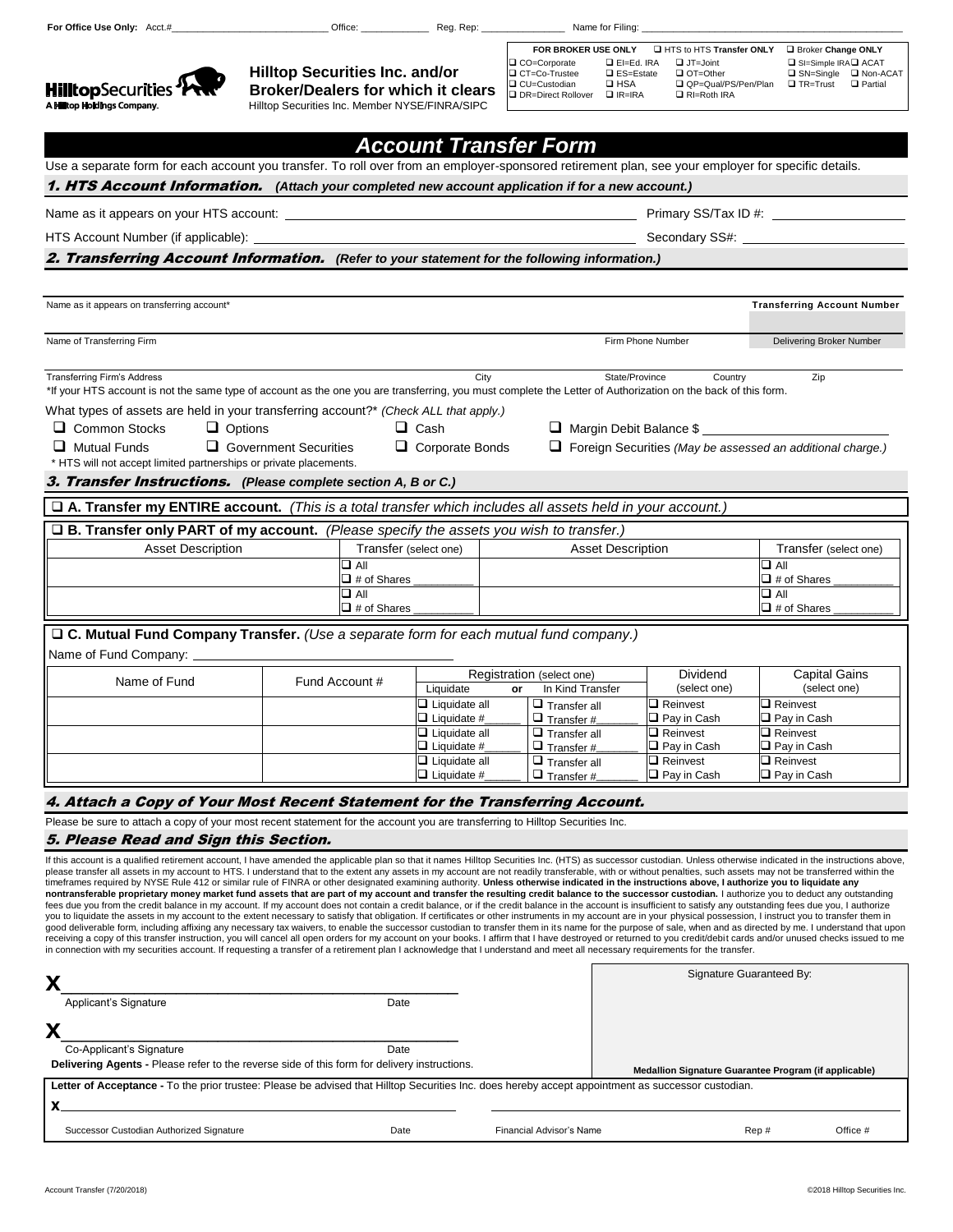For Office Use Only: Acct.#\_\_\_\_\_\_\_\_\_\_ Office: \_\_\_\_\_\_\_\_\_\_ Reg. Rep: \_\_\_\_\_\_\_\_\_\_ Name for Filing: \_\_\_\_\_\_\_\_\_\_

**Hilltop Securities Inc. and/or Broker/Dealers for which it clears**
Hilltop Securities Inc. Member NYSE/FINRA/SIPC

| FOR BROKER USE ONLY | | HTS to HTS **Transfer ONLY** | Broker **Change ONLY** |
|---|---|---|---|
| ❑ CO=Corporate | ❑ EI=Ed. IRA | ❑ JT=Joint | ❑ SI=Simple IRA ❑ ACAT |
| ❑ CT=Co-Trustee | ❑ ES=Estate | ❑ OT=Other | ❑ SN=Single ❑ Non-ACAT |
| ❑ CU=Custodian | ❑ HSA | ❑ QP=Qual/PS/Pen/Plan | ❑ TR=Trust ❑ Partial |
| ❑ DR=Direct Rollover | ❑ IR=IRA | ❑ RI=Roth IRA | |

# Account Transfer Form

Use a separate form for each account you transfer. To roll over from an employer-sponsored retirement plan, see your employer for specific details.

## 1. HTS Account Information. *(Attach your completed new account application if for a new account.)*

Name as it appears on your HTS account: \_\_\_\_\_\_\_\_\_\_ Primary SS/Tax ID #: \_\_\_\_\_\_\_\_\_\_

HTS Account Number (if applicable): \_\_\_\_\_\_\_\_\_\_ Secondary SS#: \_\_\_\_\_\_\_\_\_\_

## 2. Transferring Account Information. *(Refer to your statement for the following information.)*

Name as it appears on transferring account* \_\_\_\_\_\_\_\_\_\_ **Transferring Account Number** \_\_\_\_\_\_\_\_\_\_

Name of Transferring Firm \_\_\_\_\_\_\_\_\_\_ Firm Phone Number \_\_\_\_\_\_\_\_\_\_ Delivering Broker Number \_\_\_\_\_\_\_\_\_\_

Transferring Firm's Address \_\_\_\_\_\_\_\_\_\_ City \_\_\_\_\_\_\_\_\_\_ State/Province \_\_\_\_\_\_\_\_\_\_ Country \_\_\_\_\_\_\_\_\_\_ Zip \_\_\_\_\_\_\_\_\_\_

*If your HTS account is not the same type of account as the one you are transferring, you must complete the Letter of Authorization on the back of this form.

What types of assets are held in your transferring account?* *(Check ALL that apply.)*

❑ Common Stocks ❑ Options ❑ Cash ❑ Margin Debit Balance $ \_\_\_\_\_\_\_\_\_\_

❑ Mutual Funds ❑ Government Securities ❑ Corporate Bonds ❑ Foreign Securities *(May be assessed an additional charge.)*

\* HTS will not accept limited partnerships or private placements.

## 3. Transfer Instructions. *(Please complete section A, B or C.)*

❑ **A. Transfer my ENTIRE account.** *(This is a total transfer which includes all assets held in your account.)*

❑ **B. Transfer only PART of my account.** *(Please specify the assets you wish to transfer.)*

| Asset Description | Transfer (select one) | Asset Description | Transfer (select one) |
|---|---|---|---|
| | ❑ All<br>❑ # of Shares \_\_\_\_\_\_ | | ❑ All<br>❑ # of Shares \_\_\_\_\_\_ |
| | ❑ All<br>❑ # of Shares \_\_\_\_\_\_ | | ❑ All<br>❑ # of Shares \_\_\_\_\_\_ |

❑ **C. Mutual Fund Company Transfer.** *(Use a separate form for each mutual fund company.)*

Name of Fund Company: \_\_\_\_\_\_\_\_\_\_

| Name of Fund | Fund Account # | Registration (select one) Liquidate | or In Kind Transfer | Dividend (select one) | Capital Gains (select one) |
|---|---|---|---|---|---|
| | | ❑ Liquidate all<br>❑ Liquidate #\_\_\_\_ | ❑ Transfer all<br>❑ Transfer #\_\_\_\_ | ❑ Reinvest<br>❑ Pay in Cash | ❑ Reinvest<br>❑ Pay in Cash |
| | | ❑ Liquidate all<br>❑ Liquidate #\_\_\_\_ | ❑ Transfer all<br>❑ Transfer #\_\_\_\_ | ❑ Reinvest<br>❑ Pay in Cash | ❑ Reinvest<br>❑ Pay in Cash |
| | | ❑ Liquidate all<br>❑ Liquidate #\_\_\_\_ | ❑ Transfer all<br>❑ Transfer #\_\_\_\_ | ❑ Reinvest<br>❑ Pay in Cash | ❑ Reinvest<br>❑ Pay in Cash |

## 4. Attach a Copy of Your Most Recent Statement for the Transferring Account.

Please be sure to attach a copy of your most recent statement for the account you are transferring to Hilltop Securities Inc.

## 5. Please Read and Sign this Section.

If this account is a qualified retirement account, I have amended the applicable plan so that it names Hilltop Securities Inc. (HTS) as successor custodian. Unless otherwise indicated in the instructions above, please transfer all assets in my account to HTS. I understand that to the extent any assets in my account are not readily transferable, with or without penalties, such assets may not be transferred within the timeframes required by NYSE Rule 412 or similar rule of FINRA or other designated examining authority. **Unless otherwise indicated in the instructions above, I authorize you to liquidate any nontransferable proprietary money market fund assets that are part of my account and transfer the resulting credit balance to the successor custodian.** I authorize you to deduct any outstanding fees due you from the credit balance in my account. If my account does not contain a credit balance, or if the credit balance in the account is insufficient to satisfy any outstanding fees due you, I authorize you to liquidate the assets in my account to the extent necessary to satisfy that obligation. If certificates or other instruments in my account are in your physical possession, I instruct you to transfer them in good deliverable form, including affixing any necessary tax waivers, to enable the successor custodian to transfer them in its name for the purpose of sale, when and as directed by me. I understand that upon receiving a copy of this transfer instruction, you will cancel all open orders for my account on your books. I affirm that I have destroyed or returned to you credit/debit cards and/or unused checks issued to me in connection with my securities account. If requesting a transfer of a retirement plan I acknowledge that I understand and meet all necessary requirements for the transfer.

X \_\_\_\_\_\_\_\_\_\_
Applicant's Signature Date

X \_\_\_\_\_\_\_\_\_\_
Co-Applicant's Signature Date

**Delivering Agents -** Please refer to the reverse side of this form for delivery instructions.

Signature Guaranteed By:

**Medallion Signature Guarantee Program (if applicable)**

**Letter of Acceptance -** To the prior trustee: Please be advised that Hilltop Securities Inc. does hereby accept appointment as successor custodian.

X \_\_\_\_\_\_\_\_\_\_
Successor Custodian Authorized Signature Date Financial Advisor's Name Rep # Office #

Account Transfer (7/20/2018) ©2018 Hilltop Securities Inc.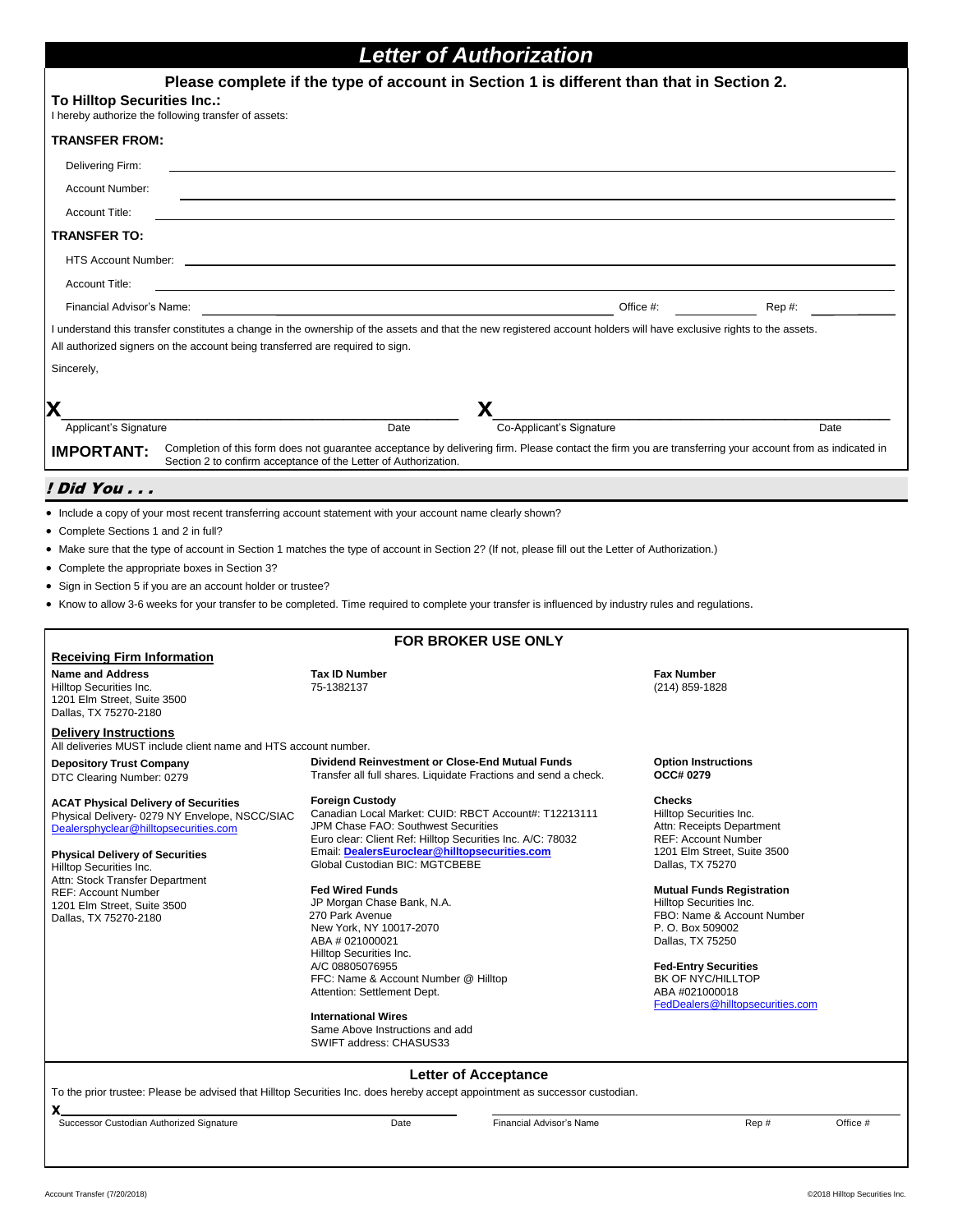# Letter of Authorization

**Please complete if the type of account in Section 1 is different than that in Section 2.**

**To Hilltop Securities Inc.:**

I hereby authorize the following transfer of assets:

**TRANSFER FROM:**

Delivering Firm: ______________________________

Account Number: ______________________________

Account Title: ______________________________

**TRANSFER TO:**

HTS Account Number: ______________________________

Account Title: ______________________________

Financial Advisor's Name: ______________________________ Office #: __________ Rep #: __________

I understand this transfer constitutes a change in the ownership of the assets and that the new registered account holders will have exclusive rights to the assets.

All authorized signers on the account being transferred are required to sign.

Sincerely,

X______________________________ Date

Applicant's Signature

X______________________________ Date

Co-Applicant's Signature

**IMPORTANT:** Completion of this form does not guarantee acceptance by delivering firm. Please contact the firm you are transferring your account from as indicated in Section 2 to confirm acceptance of the Letter of Authorization.

## ! Did You . . .

- Include a copy of your most recent transferring account statement with your account name clearly shown?
- Complete Sections 1 and 2 in full?
- Make sure that the type of account in Section 1 matches the type of account in Section 2? (If not, please fill out the Letter of Authorization.)
- Complete the appropriate boxes in Section 3?
- Sign in Section 5 if you are an account holder or trustee?
- Know to allow 3-6 weeks for your transfer to be completed. Time required to complete your transfer is influenced by industry rules and regulations.

## FOR BROKER USE ONLY

**Receiving Firm Information**

**Name and Address**
Hilltop Securities Inc.
1201 Elm Street, Suite 3500
Dallas, TX 75270-2180

**Tax ID Number**
75-1382137

**Fax Number**
(214) 859-1828

**Delivery Instructions**

All deliveries MUST include client name and HTS account number.

**Depository Trust Company**
DTC Clearing Number: 0279

**ACAT Physical Delivery of Securities**
Physical Delivery- 0279 NY Envelope, NSCC/SIAC
Dealersphyclear@hilltopsecurities.com

**Physical Delivery of Securities**
Hilltop Securities Inc.
Attn: Stock Transfer Department
REF: Account Number
1201 Elm Street, Suite 3500
Dallas, TX 75270-2180

**Dividend Reinvestment or Close-End Mutual Funds**
Transfer all full shares. Liquidate Fractions and send a check.

**Foreign Custody**
Canadian Local Market: CUID: RBCT Account#: T12213111
JPM Chase FAO: Southwest Securities
Euro clear: Client Ref: Hilltop Securities Inc. A/C: 78032
Email: **DealersEuroclear@hilltopsecurities.com**
Global Custodian BIC: MGTCBEBE

**Fed Wired Funds**
JP Morgan Chase Bank, N.A.
270 Park Avenue
New York, NY 10017-2070
ABA # 021000021
Hilltop Securities Inc.
A/C 08805076955
FFC: Name & Account Number @ Hilltop
Attention: Settlement Dept.

**International Wires**
Same Above Instructions and add
SWIFT address: CHASUS33

**Option Instructions**
**OCC# 0279**

**Checks**
Hilltop Securities Inc.
Attn: Receipts Department
REF: Account Number
1201 Elm Street, Suite 3500
Dallas, TX 75270

**Mutual Funds Registration**
Hilltop Securities Inc.
FBO: Name & Account Number
P. O. Box 509002
Dallas, TX 75250

**Fed-Entry Securities**
BK OF NYC/HILLTOP
ABA #021000018
FedDealers@hilltopsecurities.com

### Letter of Acceptance

To the prior trustee: Please be advised that Hilltop Securities Inc. does hereby accept appointment as successor custodian.

x______________________________

Successor Custodian Authorized Signature | Date | Financial Advisor's Name | Rep # | Office #

Account Transfer (7/20/2018)

©2018 Hilltop Securities Inc.